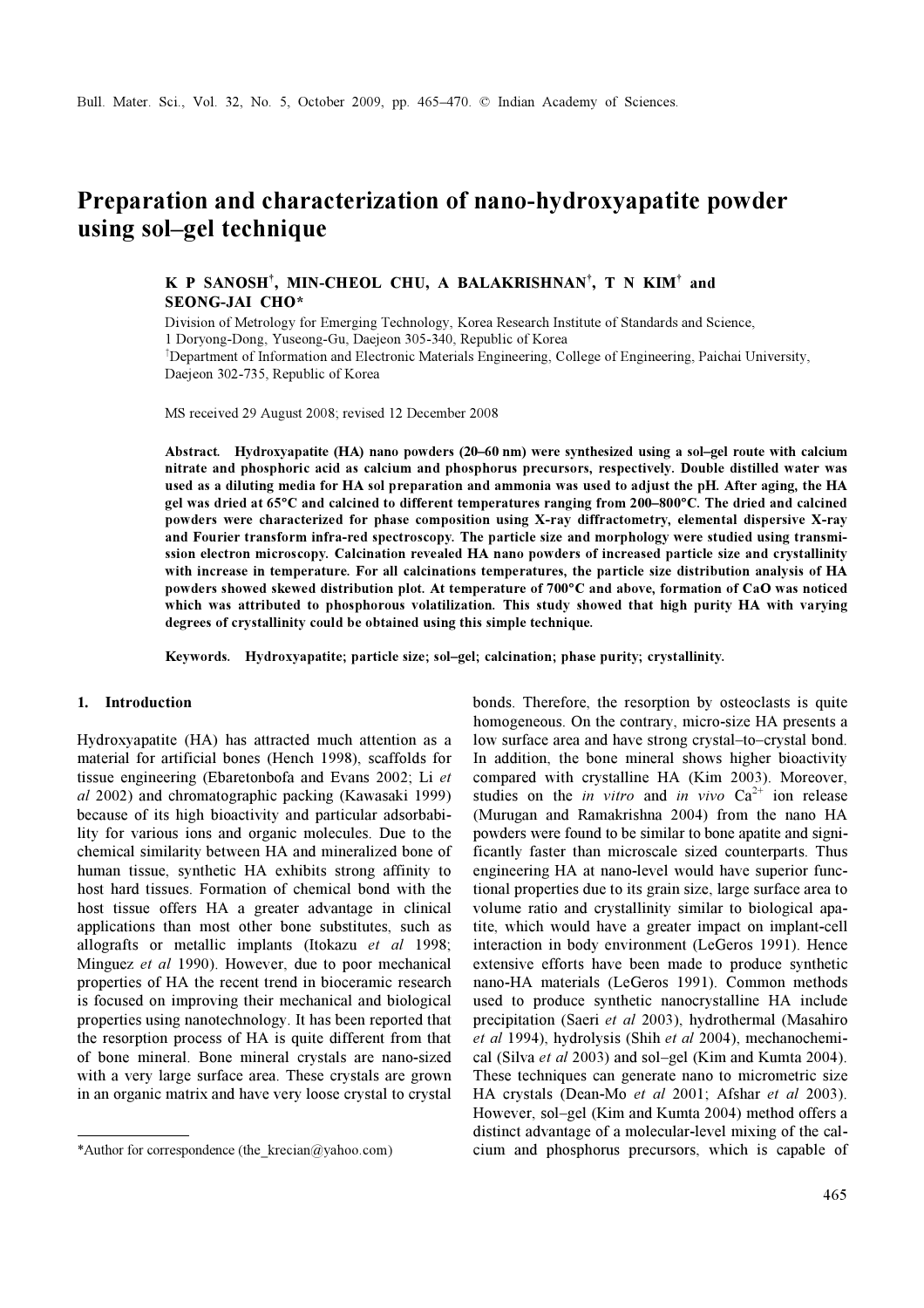# Preparation and characterization of nano-hydroxyapatite powder using sol–gel technique

**K P SANOSH[†], MIN-CHEOL CHU, A BALAKRISHNAN[†], T N KIM[†] and SEONG-JAI CHO***

Division of Metrology for Emerging Technology, Korea Research Institute of Standards and Science, 1 Doryong-Dong, Yuseong-Gu, Daejeon 305-340, Republic of Korea

[†]Department of Information and Electronic Materials Engineering, College of Engineering, Paichai University, Daejeon 302-735, Republic of Korea

MS received 29 August 2008; revised 12 December 2008

**Abstract.** Hydroxyapatite (HA) nano powders (20–60 nm) were synthesized using a sol–gel route with calcium nitrate and phosphoric acid as calcium and phosphorus precursors, respectively. Double distilled water was used as a diluting media for HA sol preparation and ammonia was used to adjust the pH. After aging, the HA gel was dried at 65°C and calcined to different temperatures ranging from 200–800°C. The dried and calcined powders were characterized for phase composition using X-ray diffractometry, elemental dispersive X-ray and Fourier transform infra-red spectroscopy. The particle size and morphology were studied using transmission electron microscopy. Calcination revealed HA nano powders of increased particle size and crystallinity with increase in temperature. For all calcinations temperatures, the particle size distribution analysis of HA powders showed skewed distribution plot. At temperature of 700°C and above, formation of CaO was noticed which was attributed to phosphorous volatilization. This study showed that high purity HA with varying degrees of crystallinity could be obtained using this simple technique.

**Keywords.** Hydroxyapatite; particle size; sol–gel; calcination; phase purity; crystallinity.

## 1. Introduction

Hydroxyapatite (HA) has attracted much attention as a material for artificial bones (Hench 1998), scaffolds for tissue engineering (Ebaretonbofa and Evans 2002; Li *et al* 2002) and chromatographic packing (Kawasaki 1999) because of its high bioactivity and particular adsorbability for various ions and organic molecules. Due to the chemical similarity between HA and mineralized bone of human tissue, synthetic HA exhibits strong affinity to host hard tissues. Formation of chemical bond with the host tissue offers HA a greater advantage in clinical applications than most other bone substitutes, such as allografts or metallic implants (Itokazu *et al* 1998; Minguez *et al* 1990). However, due to poor mechanical properties of HA the recent trend in bioceramic research is focused on improving their mechanical and biological properties using nanotechnology. It has been reported that the resorption process of HA is quite different from that of bone mineral. Bone mineral crystals are nano-sized with a very large surface area. These crystals are grown in an organic matrix and have very loose crystal to crystal bonds. Therefore, the resorption by osteoclasts is quite homogeneous. On the contrary, micro-size HA presents a low surface area and have strong crystal–to–crystal bond. In addition, the bone mineral shows higher bioactivity compared with crystalline HA (Kim 2003). Moreover, studies on the *in vitro* and *in vivo* $Ca^{2+}$ ion release (Murugan and Ramakrishna 2004) from the nano HA powders were found to be similar to bone apatite and significantly faster than microscale sized counterparts. Thus engineering HA at nano-level would have superior functional properties due to its grain size, large surface area to volume ratio and crystallinity similar to biological apatite, which would have a greater impact on implant-cell interaction in body environment (LeGeros 1991). Hence extensive efforts have been made to produce synthetic nano-HA materials (LeGeros 1991). Common methods used to produce synthetic nanocrystalline HA include precipitation (Saeri *et al* 2003), hydrothermal (Masahiro *et al* 1994), hydrolysis (Shih *et al* 2004), mechanochemical (Silva *et al* 2003) and sol–gel (Kim and Kumta 2004). These techniques can generate nano to micrometric size HA crystals (Dean-Mo *et al* 2001; Afshar *et al* 2003). However, sol–gel (Kim and Kumta 2004) method offers a distinct advantage of a molecular-level mixing of the calcium and phosphorus precursors, which is capable of

*Author for correspondence (the_krecian@yahoo.com)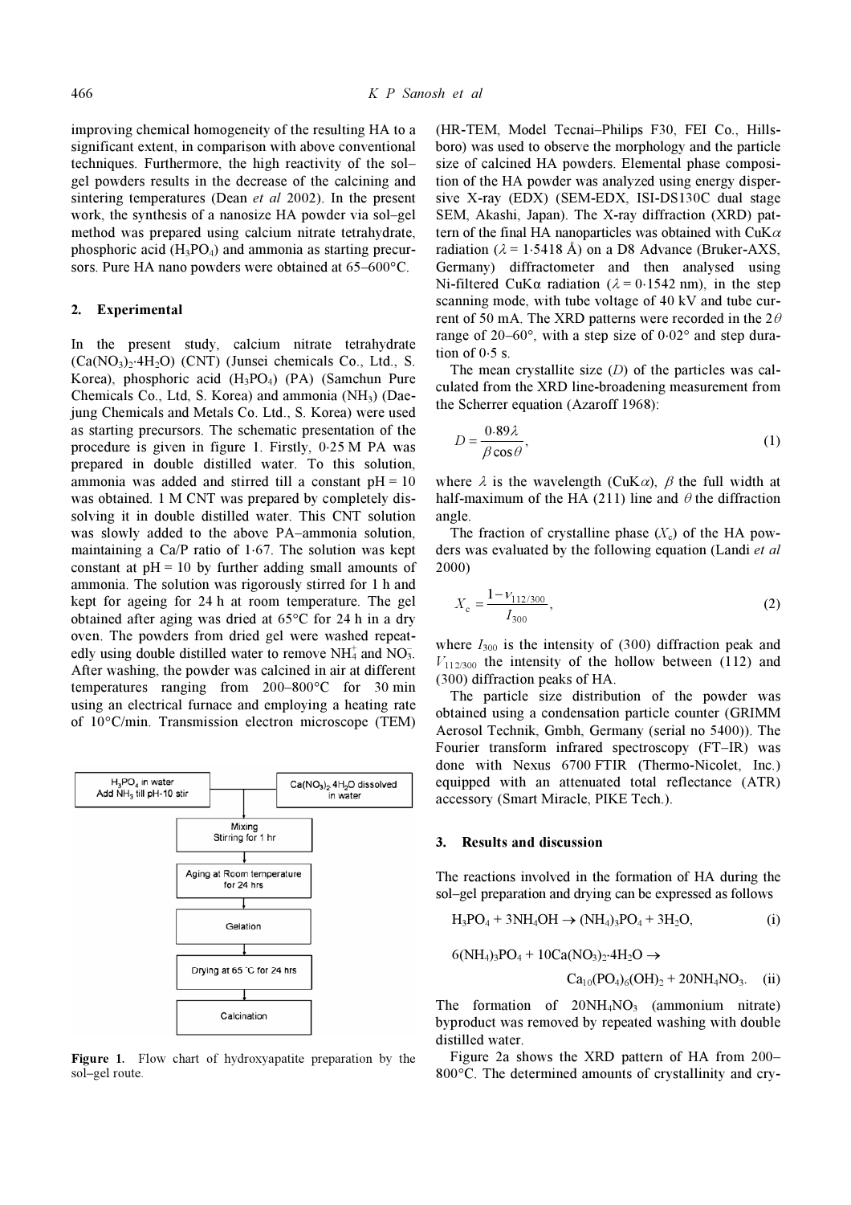improving chemical homogeneity of the resulting HA to a significant extent, in comparison with above conventional techniques. Furthermore, the high reactivity of the sol–gel powders results in the decrease of the calcining and sintering temperatures (Dean *et al* 2002). In the present work, the synthesis of a nanosize HA powder via sol–gel method was prepared using calcium nitrate tetrahydrate, phosphoric acid ($H_3PO_4$) and ammonia as starting precursors. Pure HA nano powders were obtained at 65–600°C.

## 2. Experimental

In the present study, calcium nitrate tetrahydrate ($Ca(NO_3)_2 \cdot 4H_2O$) (CNT) (Junsei chemicals Co., Ltd., S. Korea), phosphoric acid ($H_3PO_4$) (PA) (Samchun Pure Chemicals Co., Ltd, S. Korea) and ammonia ($NH_3$) (Daejung Chemicals and Metals Co. Ltd., S. Korea) were used as starting precursors. The schematic presentation of the procedure is given in figure 1. Firstly, 0·25 M PA was prepared in double distilled water. To this solution, ammonia was added and stirred till a constant pH = 10 was obtained. 1 M CNT was prepared by completely dissolving it in double distilled water. This CNT solution was slowly added to the above PA–ammonia solution, maintaining a Ca/P ratio of 1·67. The solution was kept constant at pH = 10 by further adding small amounts of ammonia. The solution was rigorously stirred for 1 h and kept for ageing for 24 h at room temperature. The gel obtained after aging was dried at 65°C for 24 h in a dry oven. The powders from dried gel were washed repeatedly using double distilled water to remove $NH_4^+$ and $NO_3^-$. After washing, the powder was calcined in air at different temperatures ranging from 200–800°C for 30 min using an electrical furnace and employing a heating rate of 10°C/min. Transmission electron microscope (TEM) (HR-TEM, Model Tecnai–Philips F30, FEI Co., Hillsboro) was used to observe the morphology and the particle size of calcined HA powders. Elemental phase composition of the HA powder was analyzed using energy dispersive X-ray (EDX) (SEM-EDX, ISI-DS130C dual stage SEM, Akashi, Japan). The X-ray diffraction (XRD) pattern of the final HA nanoparticles was obtained with CuK$\alpha$ radiation ($\lambda$ = 1·5418 Å) on a D8 Advance (Bruker-AXS, Germany) diffractometer and then analysed using Ni-filtered CuKα radiation ($\lambda$ = 0·1542 nm), in the step scanning mode, with tube voltage of 40 kV and tube current of 50 mA. The XRD patterns were recorded in the 2$\theta$ range of 20–60°, with a step size of 0·02° and step duration of 0·5 s.

H3PO4 in water Add NH3 till pH-10 stir → Ca(NO3)2·4H2O dissolved in water → Mixing Stirring for 1 hr → Aging at Room temperature for 24 hrs → Gelation → Drying at 65 °C for 24 hrs → Calcination

**Figure 1.** Flow chart of hydroxyapatite preparation by the sol–gel route.

The mean crystallite size ($D$) of the particles was calculated from the XRD line-broadening measurement from the Scherrer equation (Azaroff 1968):

$$D = \frac{0 \cdot 89\lambda}{\beta \cos\theta}, \tag{1}$$

where $\lambda$ is the wavelength (CuK$\alpha$), $\beta$ the full width at half-maximum of the HA (211) line and $\theta$ the diffraction angle.

The fraction of crystalline phase ($X_c$) of the HA powders was evaluated by the following equation (Landi *et al* 2000)

$$X_c = \frac{1 - V_{112/300}}{I_{300}}, \tag{2}$$

where $I_{300}$ is the intensity of (300) diffraction peak and $V_{112/300}$ the intensity of the hollow between (112) and (300) diffraction peaks of HA.

The particle size distribution of the powder was obtained using a condensation particle counter (GRIMM Aerosol Technik, Gmbh, Germany (serial no 5400)). The Fourier transform infrared spectroscopy (FT–IR) was done with Nexus 6700 FTIR (Thermo-Nicolet, Inc.) equipped with an attenuated total reflectance (ATR) accessory (Smart Miracle, PIKE Tech.).

## 3. Results and discussion

The reactions involved in the formation of HA during the sol–gel preparation and drying can be expressed as follows

$$H_3PO_4 + 3NH_4OH \rightarrow (NH_4)_3PO_4 + 3H_2O, \tag{i}$$

$$6(NH_4)_3PO_4 + 10Ca(NO_3)_2 \cdot 4H_2O \rightarrow Ca_{10}(PO_4)_6(OH)_2 + 20NH_4NO_3. \tag{ii}$$

The formation of $20NH_4NO_3$ (ammonium nitrate) byproduct was removed by repeated washing with double distilled water.

Figure 2a shows the XRD pattern of HA from 200–800°C. The determined amounts of crystallinity and cry-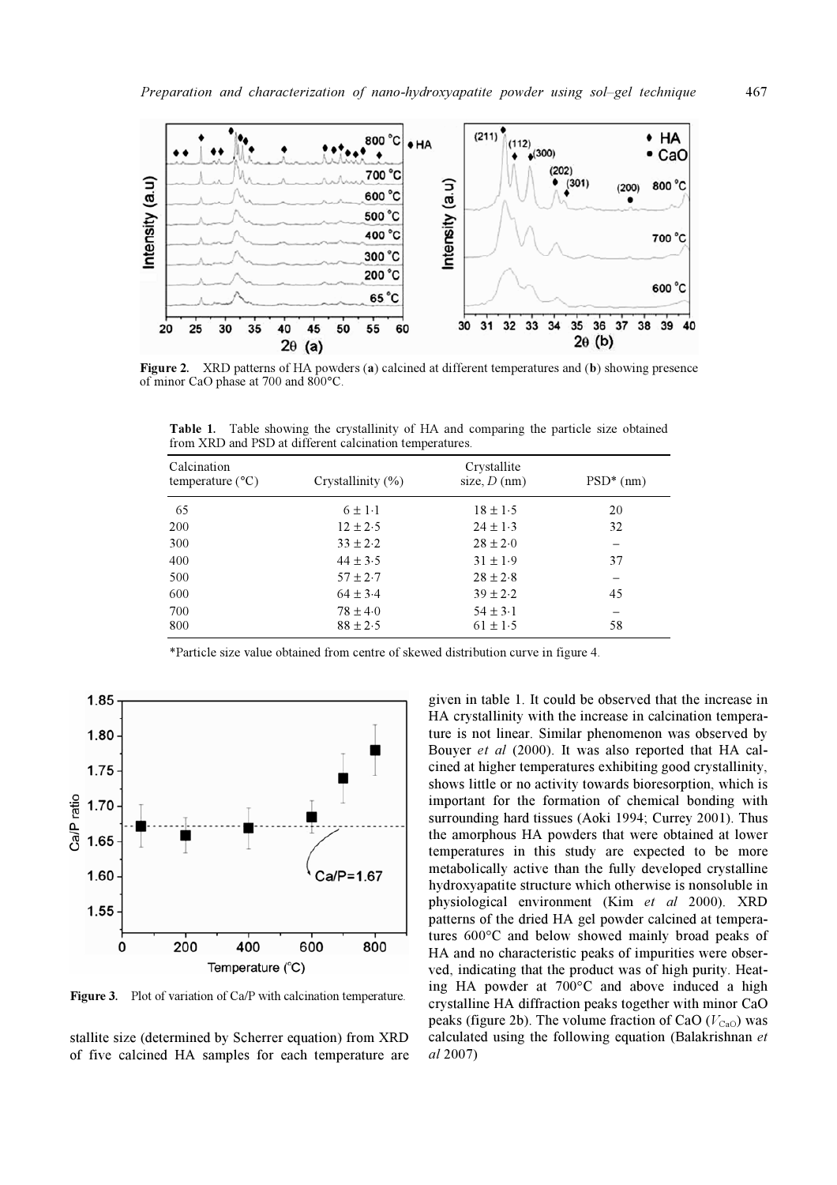Figure 2. XRD patterns of HA powders (**a**) calcined at different temperatures and (**b**) showing presence of minor CaO phase at 700 and 800°C.

**Table 1.** Table showing the crystallinity of HA and comparing the particle size obtained from XRD and PSD at different calcination temperatures.

| Calcination temperature (°C) | Crystallinity (%) | Crystallite size, $D$ (nm) | PSD* (nm) |
|---|---|---|---|
| 65 | 6 ± 1·1 | 18 ± 1·5 | 20 |
| 200 | 12 ± 2·5 | 24 ± 1·3 | 32 |
| 300 | 33 ± 2·2 | 28 ± 2·0 | – |
| 400 | 44 ± 3·5 | 31 ± 1·9 | 37 |
| 500 | 57 ± 2·7 | 28 ± 2·8 | – |
| 600 | 64 ± 3·4 | 39 ± 2·2 | 45 |
| 700 | 78 ± 4·0 | 54 ± 3·1 | – |
| 800 | 88 ± 2·5 | 61 ± 1·5 | 58 |

*Particle size value obtained from centre of skewed distribution curve in figure 4.

Figure 3. Plot of variation of Ca/P with calcination temperature.

stallite size (determined by Scherrer equation) from XRD of five calcined HA samples for each temperature are given in table 1. It could be observed that the increase in HA crystallinity with the increase in calcination temperature is not linear. Similar phenomenon was observed by Bouyer *et al* (2000). It was also reported that HA calcined at higher temperatures exhibiting good crystallinity, shows little or no activity towards bioresorption, which is important for the formation of chemical bonding with surrounding hard tissues (Aoki 1994; Currey 2001). Thus the amorphous HA powders that were obtained at lower temperatures in this study are expected to be more metabolically active than the fully developed crystalline hydroxyapatite structure which otherwise is nonsoluble in physiological environment (Kim *et al* 2000). XRD patterns of the dried HA gel powder calcined at temperatures 600°C and below showed mainly broad peaks of HA and no characteristic peaks of impurities were observed, indicating that the product was of high purity. Heating HA powder at 700°C and above induced a high crystalline HA diffraction peaks together with minor CaO peaks (figure 2b). The volume fraction of CaO ($V_{CaO}$) was calculated using the following equation (Balakrishnan *et al* 2007)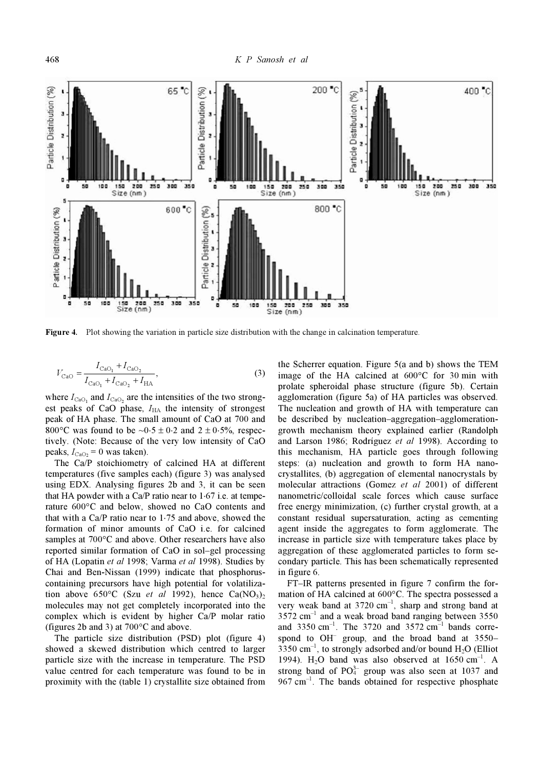**Figure 4.** Plot showing the variation in particle size distribution with the change in calcination temperature.

$$V_{CaO} = \frac{I_{CaO_1} + I_{CaO_2}}{I_{CaO_1} + I_{CaO_2} + I_{HA}}, \tag{3}$$

where $I_{CaO_1}$ and $I_{CaO_2}$ are the intensities of the two strongest peaks of CaO phase, $I_{HA}$ the intensity of strongest peak of HA phase. The small amount of CaO at 700 and 800°C was found to be ~0·5 ± 0·2 and 2 ± 0·5%, respectively. (Note: Because of the very low intensity of CaO peaks, $I_{CaO_2} = 0$ was taken).

The Ca/P stoichiometry of calcined HA at different temperatures (five samples each) (figure 3) was analysed using EDX. Analysing figures 2b and 3, it can be seen that HA powder with a Ca/P ratio near to 1·67 i.e. at temperature 600°C and below, showed no CaO contents and that with a Ca/P ratio near to 1·75 and above, showed the formation of minor amounts of CaO i.e. for calcined samples at 700°C and above. Other researchers have also reported similar formation of CaO in sol–gel processing of HA (Lopatin *et al* 1998; Varma *et al* 1998). Studies by Chai and Ben-Nissan (1999) indicate that phosphorus-containing precursors have high potential for volatilization above 650°C (Szu *et al* 1992), hence $Ca(NO_3)_2$ molecules may not get completely incorporated into the complex which is evident by higher Ca/P molar ratio (figures 2b and 3) at 700°C and above.

The particle size distribution (PSD) plot (figure 4) showed a skewed distribution which centred to larger particle size with the increase in temperature. The PSD value centred for each temperature was found to be in proximity with the (table 1) crystallite size obtained from the Scherrer equation. Figure 5(a and b) shows the TEM image of the HA calcined at 600°C for 30 min with prolate spheroidal phase structure (figure 5b). Certain agglomeration (figure 5a) of HA particles was observed. The nucleation and growth of HA with temperature can be described by nucleation–aggregation–agglomeration–growth mechanism theory explained earlier (Randolph and Larson 1986; Rodríguez *et al* 1998). According to this mechanism, HA particle goes through following steps: (a) nucleation and growth to form HA nanocrystallites, (b) aggregation of elemental nanocrystals by molecular attractions (Gomez *et al* 2001) of different nanometric/colloidal scale forces which cause surface free energy minimization, (c) further crystal growth, at a constant residual supersaturation, acting as cementing agent inside the aggregates to form agglomerate. The increase in particle size with temperature takes place by aggregation of these agglomerated particles to form secondary particle. This has been schematically represented in figure 6.

FT–IR patterns presented in figure 7 confirm the formation of HA calcined at 600°C. The spectra possessed a very weak band at 3720 $cm^{-1}$, sharp and strong band at 3572 $cm^{-1}$ and a weak broad band ranging between 3550 and 3350 $cm^{-1}$. The 3720 and 3572 $cm^{-1}$ bands correspond to $OH^-$ group, and the broad band at 3550–3350 $cm^{-1}$, to strongly adsorbed and/or bound $H_2O$ (Elliot 1994). $H_2O$ band was also observed at 1650 $cm^{-1}$. A strong band of $PO_4^{3-}$ group was also seen at 1037 and 967 $cm^{-1}$. The bands obtained for respective phosphate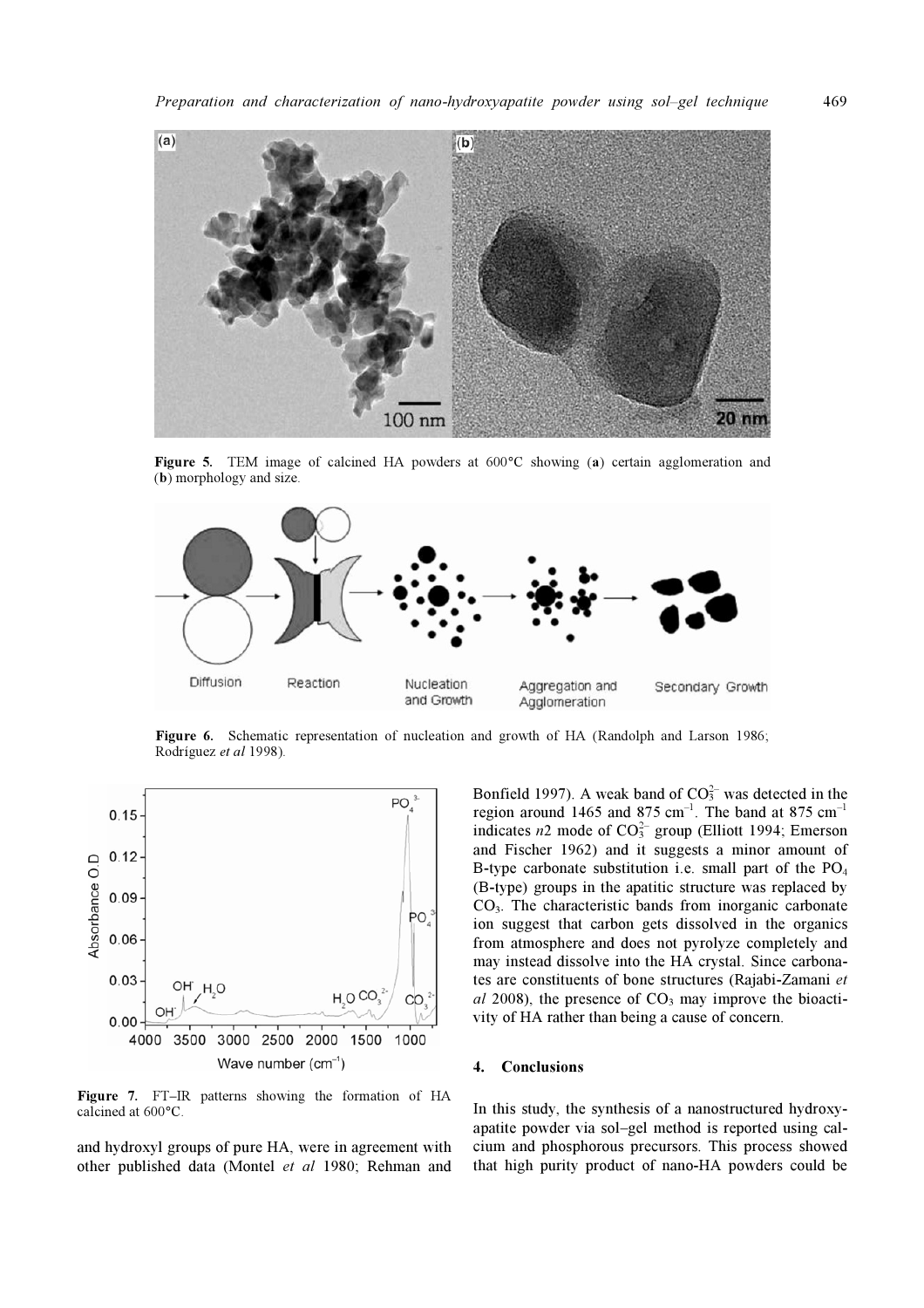Figure 5. TEM image of calcined HA powders at 600°C showing (a) certain agglomeration and (b) morphology and size.

Figure 6. Schematic representation of nucleation and growth of HA (Randolph and Larson 1986; Rodríguez *et al* 1998).

Figure 7. FT–IR patterns showing the formation of HA calcined at 600°C.

and hydroxyl groups of pure HA, were in agreement with other published data (Montel *et al* 1980; Rehman and Bonfield 1997). A weak band of $CO_3^{2-}$ was detected in the region around 1465 and 875 $cm^{-1}$. The band at 875 $cm^{-1}$ indicates *n*2 mode of $CO_3^{2-}$ group (Elliott 1994; Emerson and Fischer 1962) and it suggests a minor amount of B-type carbonate substitution i.e. small part of the $PO_4$ (B-type) groups in the apatitic structure was replaced by $CO_3$. The characteristic bands from inorganic carbonate ion suggest that carbon gets dissolved in the organics from atmosphere and does not pyrolyze completely and may instead dissolve into the HA crystal. Since carbonates are constituents of bone structures (Rajabi-Zamani *et al* 2008), the presence of $CO_3$ may improve the bioactivity of HA rather than being a cause of concern.

## 4. Conclusions

In this study, the synthesis of a nanostructured hydroxyapatite powder via sol–gel method is reported using calcium and phosphorous precursors. This process showed that high purity product of nano-HA powders could be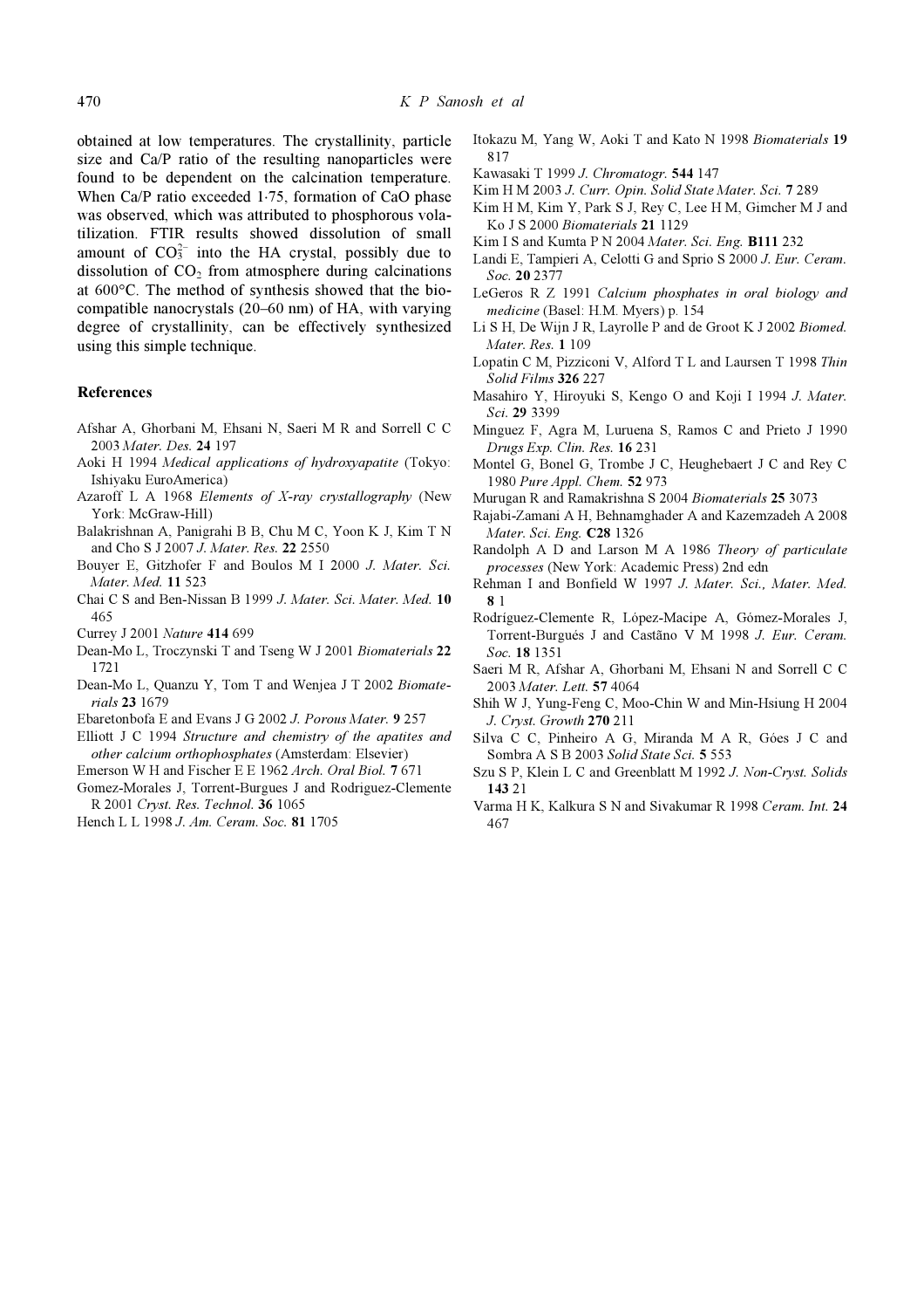obtained at low temperatures. The crystallinity, particle size and Ca/P ratio of the resulting nanoparticles were found to be dependent on the calcination temperature. When Ca/P ratio exceeded 1·75, formation of CaO phase was observed, which was attributed to phosphorous volatilization. FTIR results showed dissolution of small amount of $CO_3^{2-}$ into the HA crystal, possibly due to dissolution of $CO_2$ from atmosphere during calcinations at 600°C. The method of synthesis showed that the biocompatible nanocrystals (20–60 nm) of HA, with varying degree of crystallinity, can be effectively synthesized using this simple technique.

## References

Afshar A, Ghorbani M, Ehsani N, Saeri M R and Sorrell C C 2003 *Mater. Des.* **24** 197

Aoki H 1994 *Medical applications of hydroxyapatite* (Tokyo: Ishiyaku EuroAmerica)

Azaroff L A 1968 *Elements of X-ray crystallography* (New York: McGraw-Hill)

Balakrishnan A, Panigrahi B B, Chu M C, Yoon K J, Kim T N and Cho S J 2007 *J. Mater. Res.* **22** 2550

Bouyer E, Gitzhofer F and Boulos M I 2000 *J. Mater. Sci. Mater. Med.* **11** 523

Chai C S and Ben-Nissan B 1999 *J. Mater. Sci. Mater. Med.* **10** 465

Currey J 2001 *Nature* **414** 699

Dean-Mo L, Troczynski T and Tseng W J 2001 *Biomaterials* **22** 1721

Dean-Mo L, Quanzu Y, Tom T and Wenjea J T 2002 *Biomaterials* **23** 1679

Ebaretonbofa E and Evans J G 2002 *J. Porous Mater.* **9** 257

Elliott J C 1994 *Structure and chemistry of the apatites and other calcium orthophosphates* (Amsterdam: Elsevier)

Emerson W H and Fischer E E 1962 *Arch. Oral Biol.* **7** 671

Gomez-Morales J, Torrent-Burgues J and Rodriguez-Clemente R 2001 *Cryst. Res. Technol.* **36** 1065

Hench L L 1998 *J. Am. Ceram. Soc.* **81** 1705

Itokazu M, Yang W, Aoki T and Kato N 1998 *Biomaterials* **19** 817

Kawasaki T 1999 *J. Chromatogr.* **544** 147

Kim H M 2003 *J. Curr. Opin. Solid State Mater. Sci.* **7** 289

Kim H M, Kim Y, Park S J, Rey C, Lee H M, Gimcher M J and Ko J S 2000 *Biomaterials* **21** 1129

Kim I S and Kumta P N 2004 *Mater. Sci. Eng.* **B111** 232

Landi E, Tampieri A, Celotti G and Sprio S 2000 *J. Eur. Ceram. Soc.* **20** 2377

LeGeros R Z 1991 *Calcium phosphates in oral biology and medicine* (Basel: H.M. Myers) p. 154

Li S H, de Wijn J R, Layrolle P and de Groot K J 2002 *Biomed. Mater. Res.* **1** 109

Lopatin C M, Pizziconi V, Alford T L and Laursen T 1998 *Thin Solid Films* **326** 227

Masahiro Y, Hiroyuki S, Kengo O and Koji I 1994 *J. Mater. Sci.* **29** 3399

Minguez F, Agra M, Luruena S, Ramos C and Prieto J 1990 *Drugs Exp. Clin. Res.* **16** 231

Montel G, Bonel G, Trombe J C, Heughebaert J C and Rey C 1980 *Pure Appl. Chem.* **52** 973

Murugan R and Ramakrishna S 2004 *Biomaterials* **25** 3073

Rajabi-Zamani A H, Behnamghader A and Kazemzadeh A 2008 *Mater. Sci. Eng.* **C28** 1326

Randolph A D and Larson M A 1986 *Theory of particulate processes* (New York: Academic Press) 2nd edn

Rehman I and Bonfield W 1997 *J. Mater. Sci., Mater. Med.* **8** 1

Rodríguez-Clemente R, López-Macipe A, Gómez-Morales J, Torrent-Burgués J and Castãno V M 1998 *J. Eur. Ceram. Soc.* **18** 1351

Saeri M R, Afshar A, Ghorbani M, Ehsani N and Sorrell C C 2003 *Mater. Lett.* **57** 4064

Shih W J, Yung-Feng C, Moo-Chin W and Min-Hsiung H 2004 *J. Cryst. Growth* **270** 211

Silva C C, Pinheiro A G, Miranda M A R, Góes J C and Sombra A S B 2003 *Solid State Sci.* **5** 553

Szu S P, Klein L C and Greenblatt M 1992 *J. Non-Cryst. Solids* **143** 21

Varma H K, Kalkura S N and Sivakumar R 1998 *Ceram. Int.* **24** 467